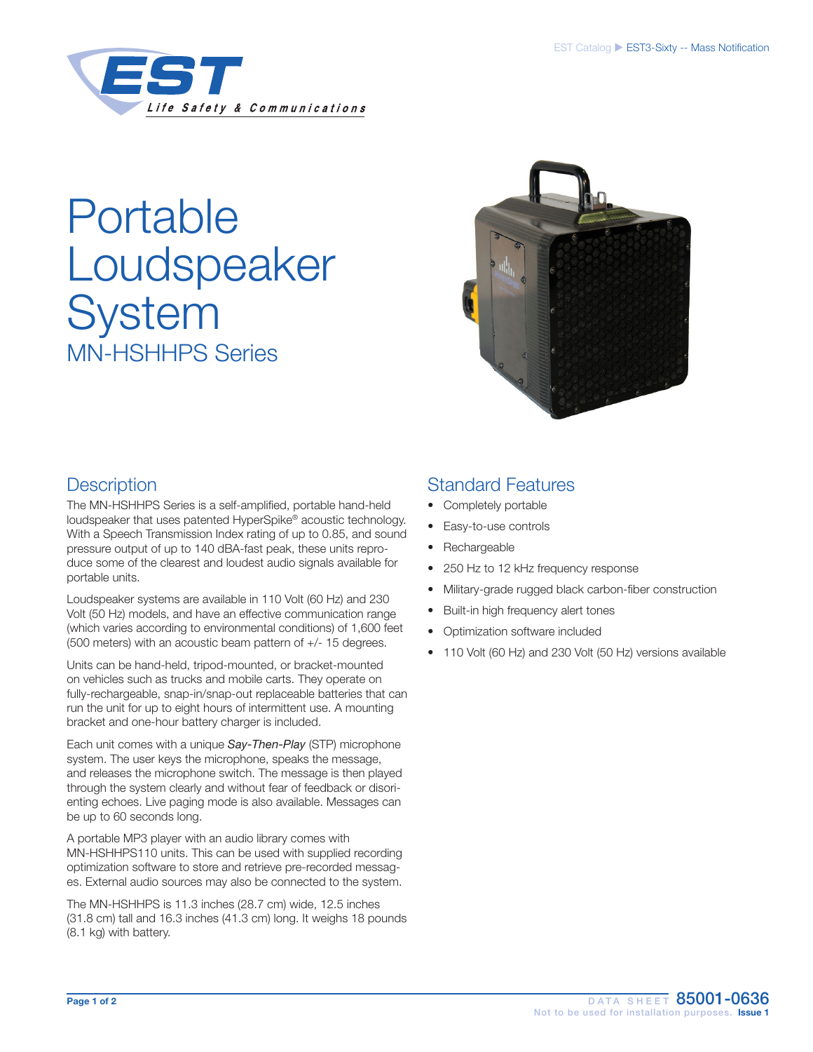# Portable Loudspeaker System

## MN-HSHHPS Series

## Description

The MN-HSHHPS Series is a self-amplified, portable hand-held loudspeaker that uses patented HyperSpike® acoustic technology. With a Speech Transmission Index rating of up to 0.85, and sound pressure output of up to 140 dBA-fast peak, these units reproduce some of the clearest and loudest audio signals available for portable units.

Loudspeaker systems are available in 110 Volt (60 Hz) and 230 Volt (50 Hz) models, and have an effective communication range (which varies according to environmental conditions) of 1,600 feet (500 meters) with an acoustic beam pattern of +/- 15 degrees.

Units can be hand-held, tripod-mounted, or bracket-mounted on vehicles such as trucks and mobile carts. They operate on fully-rechargeable, snap-in/snap-out replaceable batteries that can run the unit for up to eight hours of intermittent use. A mounting bracket and one-hour battery charger is included.

Each unit comes with a unique *Say-Then-Play* (STP) microphone system. The user keys the microphone, speaks the message, and releases the microphone switch. The message is then played through the system clearly and without fear of feedback or disorienting echoes. Live paging mode is also available. Messages can be up to 60 seconds long.

A portable MP3 player with an audio library comes with MN-HSHHPS110 units. This can be used with supplied recording optimization software to store and retrieve pre-recorded messages. External audio sources may also be connected to the system.

The MN-HSHHPS is 11.3 inches (28.7 cm) wide, 12.5 inches (31.8 cm) tall and 16.3 inches (41.3 cm) long. It weighs 18 pounds (8.1 kg) with battery.

## Standard Features

- Completely portable
- Easy-to-use controls
- Rechargeable
- 250 Hz to 12 kHz frequency response
- Military-grade rugged black carbon-fiber construction
- Built-in high frequency alert tones
- Optimization software included
- 110 Volt (60 Hz) and 230 Volt (50 Hz) versions available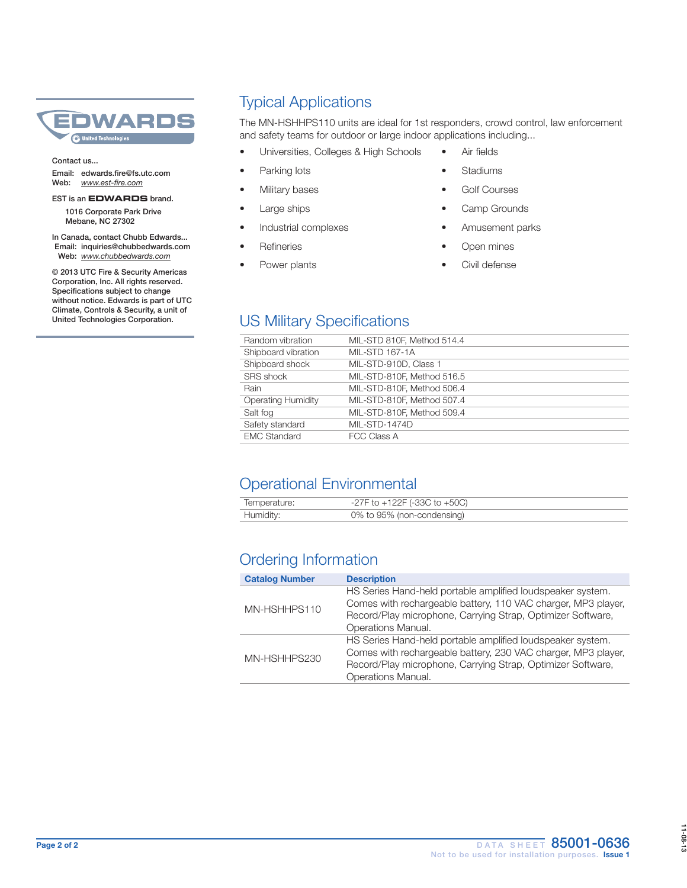EDWARDS

Contact us...

Email: edwards.fire@fs.utc.com
Web: www.est-fire.com

EST is an EDWARDS brand.

1016 Corporate Park Drive
Mebane, NC 27302

In Canada, contact Chubb Edwards...
Email: inquiries@chubbedwards.com
Web: www.chubbedwards.com

© 2013 UTC Fire & Security Americas Corporation, Inc. All rights reserved. Specifications subject to change without notice. Edwards is part of UTC Climate, Controls & Security, a unit of United Technologies Corporation.

## Typical Applications

The MN-HSHHPS110 units are ideal for 1st responders, crowd control, law enforcement and safety teams for outdoor or large indoor applications including...

- Universities, Colleges & High Schools
- Parking lots
- Military bases
- Large ships
- Industrial complexes
- Refineries
- Power plants
- Air fields
- Stadiums
- Golf Courses
- Camp Grounds
- Amusement parks
- Open mines
- Civil defense

## US Military Specifications

| | |
|---|---|
| Random vibration | MIL-STD 810F, Method 514.4 |
| Shipboard vibration | MIL-STD 167-1A |
| Shipboard shock | MIL-STD-910D, Class 1 |
| SRS shock | MIL-STD-810F, Method 516.5 |
| Rain | MIL-STD-810F, Method 506.4 |
| Operating Humidity | MIL-STD-810F, Method 507.4 |
| Salt fog | MIL-STD-810F, Method 509.4 |
| Safety standard | MIL-STD-1474D |
| EMC Standard | FCC Class A |

## Operational Environmental

| | |
|---|---|
| Temperature: | -27F to +122F (-33C to +50C) |
| Humidity: | 0% to 95% (non-condensing) |

## Ordering Information

| Catalog Number | Description |
|---|---|
| MN-HSHHPS110 | HS Series Hand-held portable amplified loudspeaker system. Comes with rechargeable battery, 110 VAC charger, MP3 player, Record/Play microphone, Carrying Strap, Optimizer Software, Operations Manual. |
| MN-HSHHPS230 | HS Series Hand-held portable amplified loudspeaker system. Comes with rechargeable battery, 230 VAC charger, MP3 player, Record/Play microphone, Carrying Strap, Optimizer Software, Operations Manual. |

DATA SHEET 85001-0636
Not to be used for installation purposes. Issue 1

11-08-13